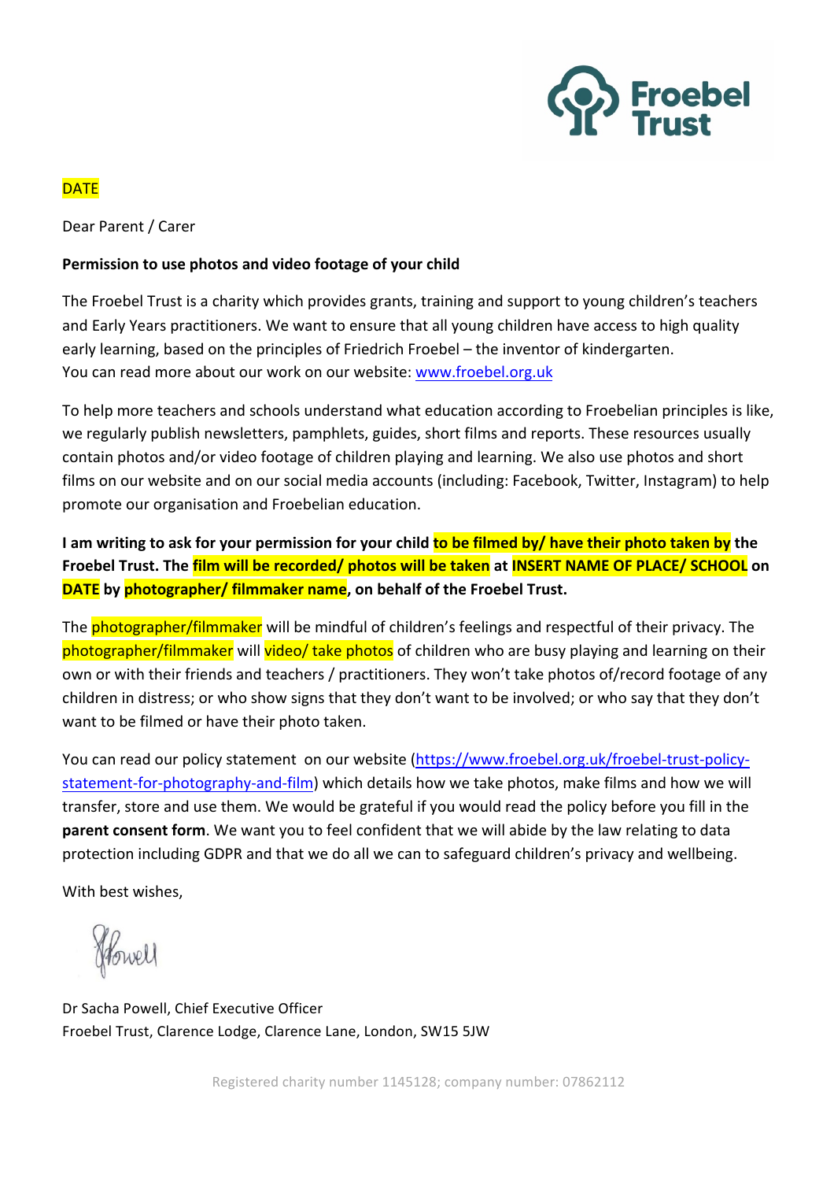Froebel Trust

DATE

Dear Parent / Carer

**Permission to use photos and video footage of your child**

The Froebel Trust is a charity which provides grants, training and support to young children's teachers and Early Years practitioners. We want to ensure that all young children have access to high quality early learning, based on the principles of Friedrich Froebel – the inventor of kindergarten.
You can read more about our work on our website: [www.froebel.org.uk](www.froebel.org.uk)

To help more teachers and schools understand what education according to Froebelian principles is like, we regularly publish newsletters, pamphlets, guides, short films and reports. These resources usually contain photos and/or video footage of children playing and learning. We also use photos and short films on our website and on our social media accounts (including: Facebook, Twitter, Instagram) to help promote our organisation and Froebelian education.

**I am writing to ask for your permission for your child to be filmed by/ have their photo taken by the Froebel Trust. The film will be recorded/ photos will be taken at INSERT NAME OF PLACE/ SCHOOL on DATE by photographer/ filmmaker name, on behalf of the Froebel Trust.**

The photographer/filmmaker will be mindful of children's feelings and respectful of their privacy. The photographer/filmmaker will video/ take photos of children who are busy playing and learning on their own or with their friends and teachers / practitioners. They won't take photos of/record footage of any children in distress; or who show signs that they don't want to be involved; or who say that they don't want to be filmed or have their photo taken.

You can read our policy statement on our website ([https://www.froebel.org.uk/froebel-trust-policy-statement-for-photography-and-film](https://www.froebel.org.uk/froebel-trust-policy-statement-for-photography-and-film)) which details how we take photos, make films and how we will transfer, store and use them. We would be grateful if you would read the policy before you fill in the **parent consent form**. We want you to feel confident that we will abide by the law relating to data protection including GDPR and that we do all we can to safeguard children's privacy and wellbeing.

With best wishes,

Dr Sacha Powell, Chief Executive Officer
Froebel Trust, Clarence Lodge, Clarence Lane, London, SW15 5JW

Registered charity number 1145128; company number: 07862112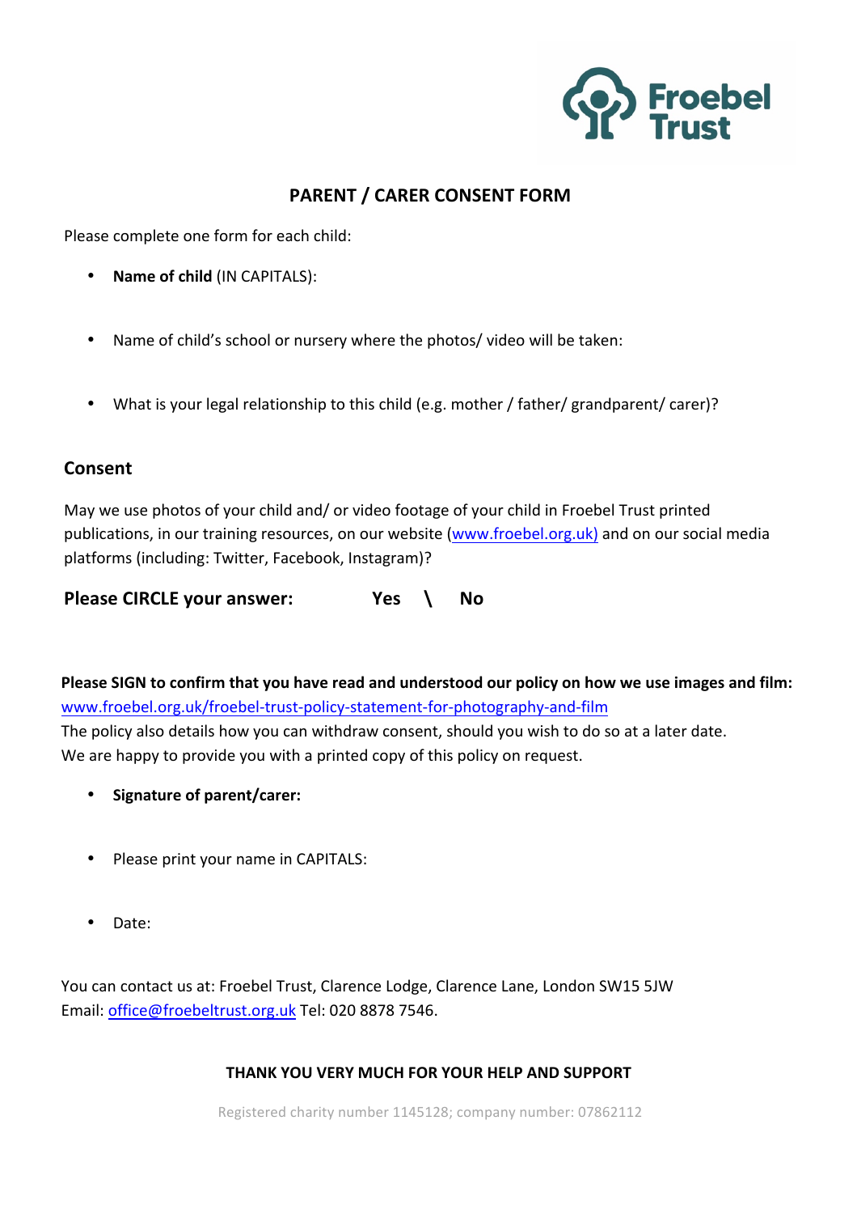Froebel Trust

# PARENT / CARER CONSENT FORM

Please complete one form for each child:

- **Name of child** (IN CAPITALS):

- Name of child's school or nursery where the photos/ video will be taken:

- What is your legal relationship to this child (e.g. mother / father/ grandparent/ carer)?

## Consent

May we use photos of your child and/ or video footage of your child in Froebel Trust printed publications, in our training resources, on our website (www.froebel.org.uk) and on our social media platforms (including: Twitter, Facebook, Instagram)?

**Please CIRCLE your answer: Yes \ No**

**Please SIGN to confirm that you have read and understood our policy on how we use images and film:**
www.froebel.org.uk/froebel-trust-policy-statement-for-photography-and-film
The policy also details how you can withdraw consent, should you wish to do so at a later date.
We are happy to provide you with a printed copy of this policy on request.

- **Signature of parent/carer:**

- Please print your name in CAPITALS:

- Date:

You can contact us at: Froebel Trust, Clarence Lodge, Clarence Lane, London SW15 5JW
Email: office@froebeltrust.org.uk Tel: 020 8878 7546.

**THANK YOU VERY MUCH FOR YOUR HELP AND SUPPORT**

Registered charity number 1145128; company number: 07862112